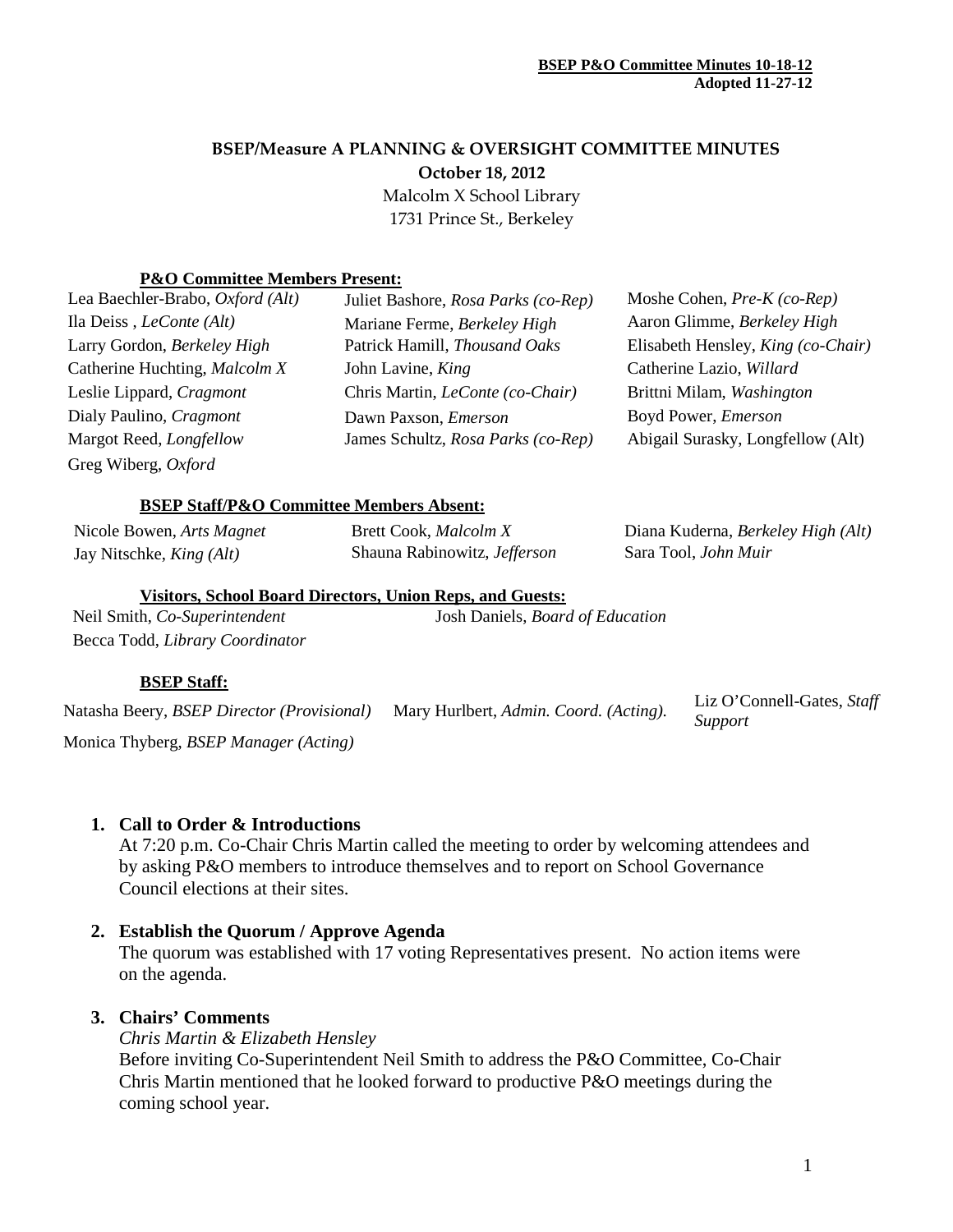**BSEP P&O Committee Minutes 10-18-12**
**Adopted 11-27-12**

# BSEP/Measure A PLANNING & OVERSIGHT COMMITTEE MINUTES

**October 18, 2012**

Malcolm X School Library
1731 Prince St., Berkeley

### P&O Committee Members Present:

| | | |
|---|---|---|
| Lea Baechler-Brabo, *Oxford (Alt)* | Juliet Bashore, *Rosa Parks (co-Rep)* | Moshe Cohen, *Pre-K (co-Rep)* |
| Ila Deiss , *LeConte (Alt)* | Mariane Ferme, *Berkeley High* | Aaron Glimme, *Berkeley High* |
| Larry Gordon, *Berkeley High* | Patrick Hamill, *Thousand Oaks* | Elisabeth Hensley, *King (co-Chair)* |
| Catherine Huchting, *Malcolm X* | John Lavine, *King* | Catherine Lazio, *Willard* |
| Leslie Lippard, *Cragmont* | Chris Martin, *LeConte (co-Chair)* | Brittni Milam, *Washington* |
| Dialy Paulino, *Cragmont* | Dawn Paxson, *Emerson* | Boyd Power, *Emerson* |
| Margot Reed, *Longfellow* | James Schultz, *Rosa Parks (co-Rep)* | Abigail Surasky, Longfellow (Alt) |
| Greg Wiberg, *Oxford* | | |

### BSEP Staff/P&O Committee Members Absent:

| | | |
|---|---|---|
| Nicole Bowen, *Arts Magnet* | Brett Cook, *Malcolm X* | Diana Kuderna, *Berkeley High (Alt)* |
| Jay Nitschke, *King (Alt)* | Shauna Rabinowitz, *Jefferson* | Sara Tool, *John Muir* |

### Visitors, School Board Directors, Union Reps, and Guests:

| | |
|---|---|
| Neil Smith, *Co-Superintendent* | Josh Daniels, *Board of Education* |
| Becca Todd, *Library Coordinator* | |

### BSEP Staff:

| | | |
|---|---|---|
| Natasha Beery, *BSEP Director (Provisional)* | Mary Hurlbert, *Admin. Coord. (Acting).* | Liz O'Connell-Gates, *Staff Support* |
| Monica Thyberg, *BSEP Manager (Acting)* | | |

1. **Call to Order & Introductions**
   At 7:20 p.m. Co-Chair Chris Martin called the meeting to order by welcoming attendees and by asking P&O members to introduce themselves and to report on School Governance Council elections at their sites.

2. **Establish the Quorum / Approve Agenda**
   The quorum was established with 17 voting Representatives present. No action items were on the agenda.

3. **Chairs' Comments**
   *Chris Martin & Elizabeth Hensley*
   Before inviting Co-Superintendent Neil Smith to address the P&O Committee, Co-Chair Chris Martin mentioned that he looked forward to productive P&O meetings during the coming school year.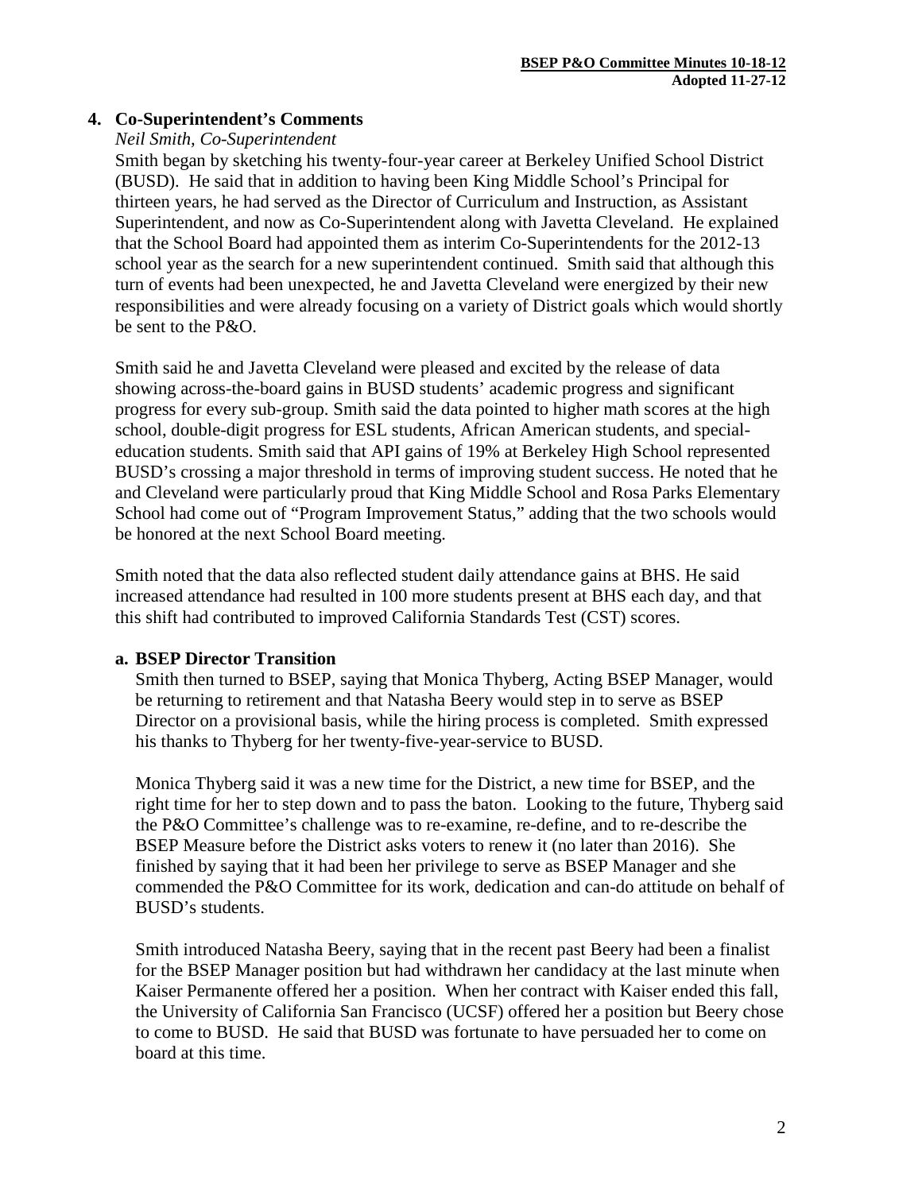## 4. Co-Superintendent's Comments

*Neil Smith, Co-Superintendent*

Smith began by sketching his twenty-four-year career at Berkeley Unified School District (BUSD). He said that in addition to having been King Middle School's Principal for thirteen years, he had served as the Director of Curriculum and Instruction, as Assistant Superintendent, and now as Co-Superintendent along with Javetta Cleveland. He explained that the School Board had appointed them as interim Co-Superintendents for the 2012-13 school year as the search for a new superintendent continued. Smith said that although this turn of events had been unexpected, he and Javetta Cleveland were energized by their new responsibilities and were already focusing on a variety of District goals which would shortly be sent to the P&O.

Smith said he and Javetta Cleveland were pleased and excited by the release of data showing across-the-board gains in BUSD students' academic progress and significant progress for every sub-group. Smith said the data pointed to higher math scores at the high school, double-digit progress for ESL students, African American students, and special-education students. Smith said that API gains of 19% at Berkeley High School represented BUSD's crossing a major threshold in terms of improving student success. He noted that he and Cleveland were particularly proud that King Middle School and Rosa Parks Elementary School had come out of "Program Improvement Status," adding that the two schools would be honored at the next School Board meeting.

Smith noted that the data also reflected student daily attendance gains at BHS. He said increased attendance had resulted in 100 more students present at BHS each day, and that this shift had contributed to improved California Standards Test (CST) scores.

### a. BSEP Director Transition

Smith then turned to BSEP, saying that Monica Thyberg, Acting BSEP Manager, would be returning to retirement and that Natasha Beery would step in to serve as BSEP Director on a provisional basis, while the hiring process is completed. Smith expressed his thanks to Thyberg for her twenty-five-year-service to BUSD.

Monica Thyberg said it was a new time for the District, a new time for BSEP, and the right time for her to step down and to pass the baton. Looking to the future, Thyberg said the P&O Committee's challenge was to re-examine, re-define, and to re-describe the BSEP Measure before the District asks voters to renew it (no later than 2016). She finished by saying that it had been her privilege to serve as BSEP Manager and she commended the P&O Committee for its work, dedication and can-do attitude on behalf of BUSD's students.

Smith introduced Natasha Beery, saying that in the recent past Beery had been a finalist for the BSEP Manager position but had withdrawn her candidacy at the last minute when Kaiser Permanente offered her a position. When her contract with Kaiser ended this fall, the University of California San Francisco (UCSF) offered her a position but Beery chose to come to BUSD. He said that BUSD was fortunate to have persuaded her to come on board at this time.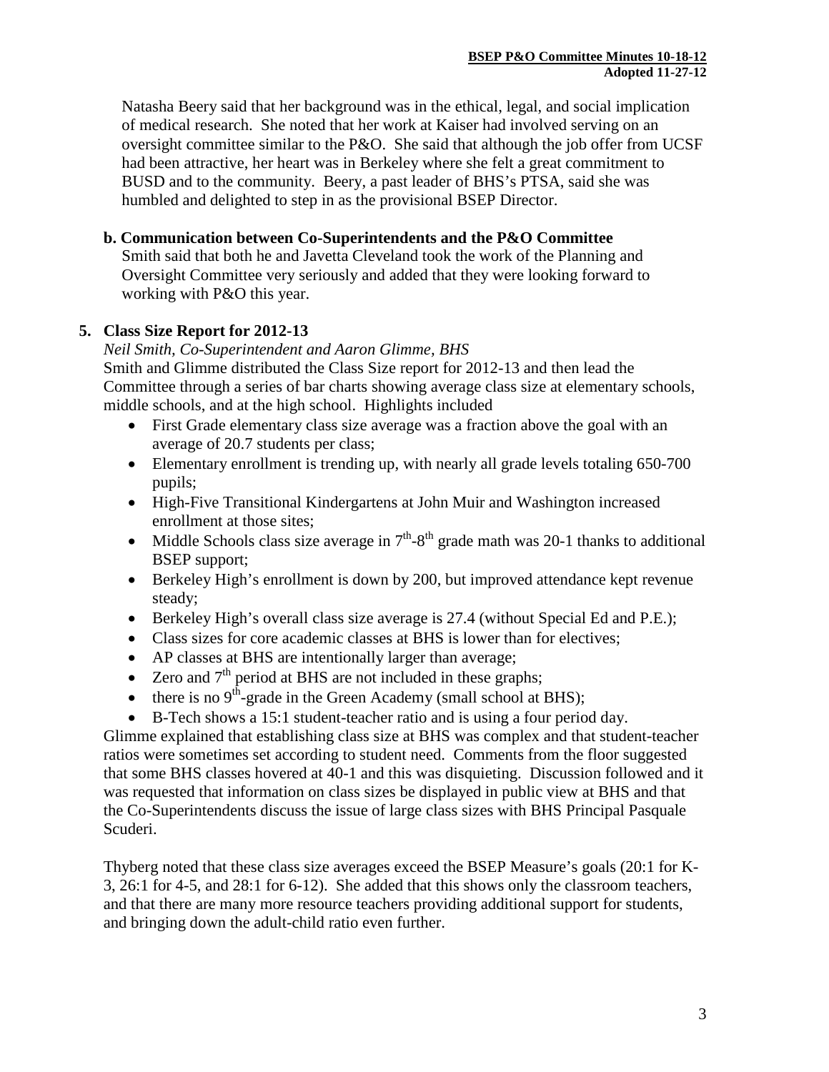Natasha Beery said that her background was in the ethical, legal, and social implication of medical research. She noted that her work at Kaiser had involved serving on an oversight committee similar to the P&O. She said that although the job offer from UCSF had been attractive, her heart was in Berkeley where she felt a great commitment to BUSD and to the community. Beery, a past leader of BHS's PTSA, said she was humbled and delighted to step in as the provisional BSEP Director.

**b. Communication between Co-Superintendents and the P&O Committee**

Smith said that both he and Javetta Cleveland took the work of the Planning and Oversight Committee very seriously and added that they were looking forward to working with P&O this year.

## 5. Class Size Report for 2012-13

*Neil Smith, Co-Superintendent and Aaron Glimme, BHS*

Smith and Glimme distributed the Class Size report for 2012-13 and then lead the Committee through a series of bar charts showing average class size at elementary schools, middle schools, and at the high school. Highlights included

- First Grade elementary class size average was a fraction above the goal with an average of 20.7 students per class;
- Elementary enrollment is trending up, with nearly all grade levels totaling 650-700 pupils;
- High-Five Transitional Kindergartens at John Muir and Washington increased enrollment at those sites;
- Middle Schools class size average in 7th-8th grade math was 20-1 thanks to additional BSEP support;
- Berkeley High's enrollment is down by 200, but improved attendance kept revenue steady;
- Berkeley High's overall class size average is 27.4 (without Special Ed and P.E.);
- Class sizes for core academic classes at BHS is lower than for electives;
- AP classes at BHS are intentionally larger than average;
- Zero and 7th period at BHS are not included in these graphs;
- there is no 9th-grade in the Green Academy (small school at BHS);
- B-Tech shows a 15:1 student-teacher ratio and is using a four period day.

Glimme explained that establishing class size at BHS was complex and that student-teacher ratios were sometimes set according to student need. Comments from the floor suggested that some BHS classes hovered at 40-1 and this was disquieting. Discussion followed and it was requested that information on class sizes be displayed in public view at BHS and that the Co-Superintendents discuss the issue of large class sizes with BHS Principal Pasquale Scuderi.

Thyberg noted that these class size averages exceed the BSEP Measure's goals (20:1 for K-3, 26:1 for 4-5, and 28:1 for 6-12). She added that this shows only the classroom teachers, and that there are many more resource teachers providing additional support for students, and bringing down the adult-child ratio even further.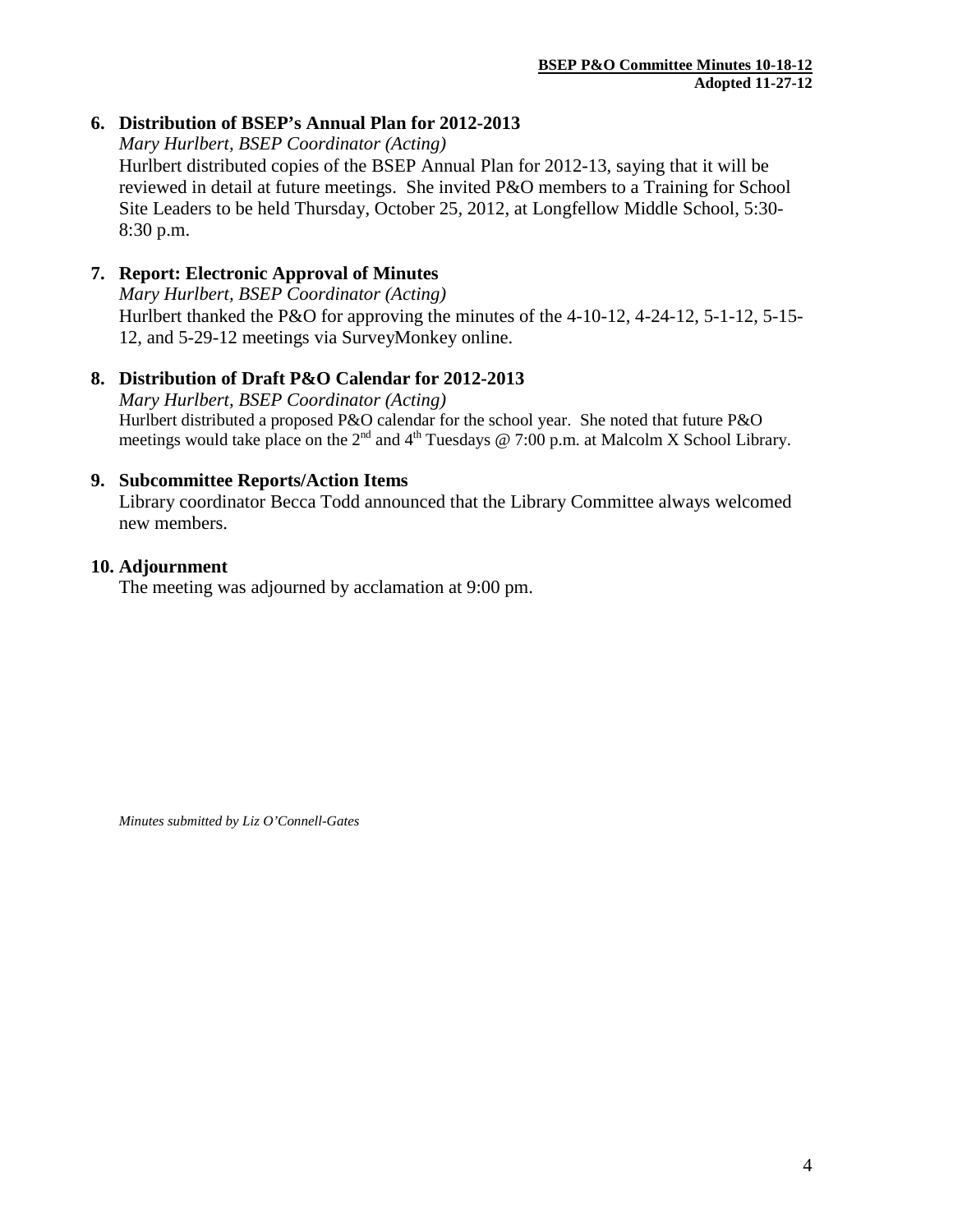**6. Distribution of BSEP's Annual Plan for 2012-2013**

*Mary Hurlbert, BSEP Coordinator (Acting)*
Hurlbert distributed copies of the BSEP Annual Plan for 2012-13, saying that it will be reviewed in detail at future meetings. She invited P&O members to a Training for School Site Leaders to be held Thursday, October 25, 2012, at Longfellow Middle School, 5:30-8:30 p.m.

**7. Report: Electronic Approval of Minutes**

*Mary Hurlbert, BSEP Coordinator (Acting)*
Hurlbert thanked the P&O for approving the minutes of the 4-10-12, 4-24-12, 5-1-12, 5-15-12, and 5-29-12 meetings via SurveyMonkey online.

**8. Distribution of Draft P&O Calendar for 2012-2013**

*Mary Hurlbert, BSEP Coordinator (Acting)*
Hurlbert distributed a proposed P&O calendar for the school year. She noted that future P&O meetings would take place on the 2nd and 4th Tuesdays @ 7:00 p.m. at Malcolm X School Library.

**9. Subcommittee Reports/Action Items**

Library coordinator Becca Todd announced that the Library Committee always welcomed new members.

**10. Adjournment**

The meeting was adjourned by acclamation at 9:00 pm.

*Minutes submitted by Liz O'Connell-Gates*